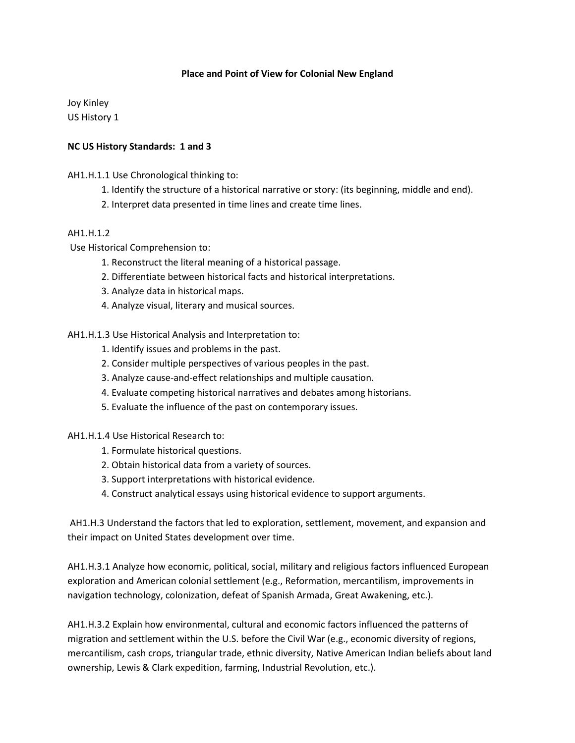# Place and Point of View for Colonial New England

Joy Kinley
US History 1

**NC US History Standards: 1 and 3**

AH1.H.1.1 Use Chronological thinking to:

1. Identify the structure of a historical narrative or story: (its beginning, middle and end).
2. Interpret data presented in time lines and create time lines.

AH1.H.1.2
Use Historical Comprehension to:

1. Reconstruct the literal meaning of a historical passage.
2. Differentiate between historical facts and historical interpretations.
3. Analyze data in historical maps.
4. Analyze visual, literary and musical sources.

AH1.H.1.3 Use Historical Analysis and Interpretation to:

1. Identify issues and problems in the past.
2. Consider multiple perspectives of various peoples in the past.
3. Analyze cause-and-effect relationships and multiple causation.
4. Evaluate competing historical narratives and debates among historians.
5. Evaluate the influence of the past on contemporary issues.

AH1.H.1.4 Use Historical Research to:

1. Formulate historical questions.
2. Obtain historical data from a variety of sources.
3. Support interpretations with historical evidence.
4. Construct analytical essays using historical evidence to support arguments.

AH1.H.3 Understand the factors that led to exploration, settlement, movement, and expansion and their impact on United States development over time.

AH1.H.3.1 Analyze how economic, political, social, military and religious factors influenced European exploration and American colonial settlement (e.g., Reformation, mercantilism, improvements in navigation technology, colonization, defeat of Spanish Armada, Great Awakening, etc.).

AH1.H.3.2 Explain how environmental, cultural and economic factors influenced the patterns of migration and settlement within the U.S. before the Civil War (e.g., economic diversity of regions, mercantilism, cash crops, triangular trade, ethnic diversity, Native American Indian beliefs about land ownership, Lewis & Clark expedition, farming, Industrial Revolution, etc.).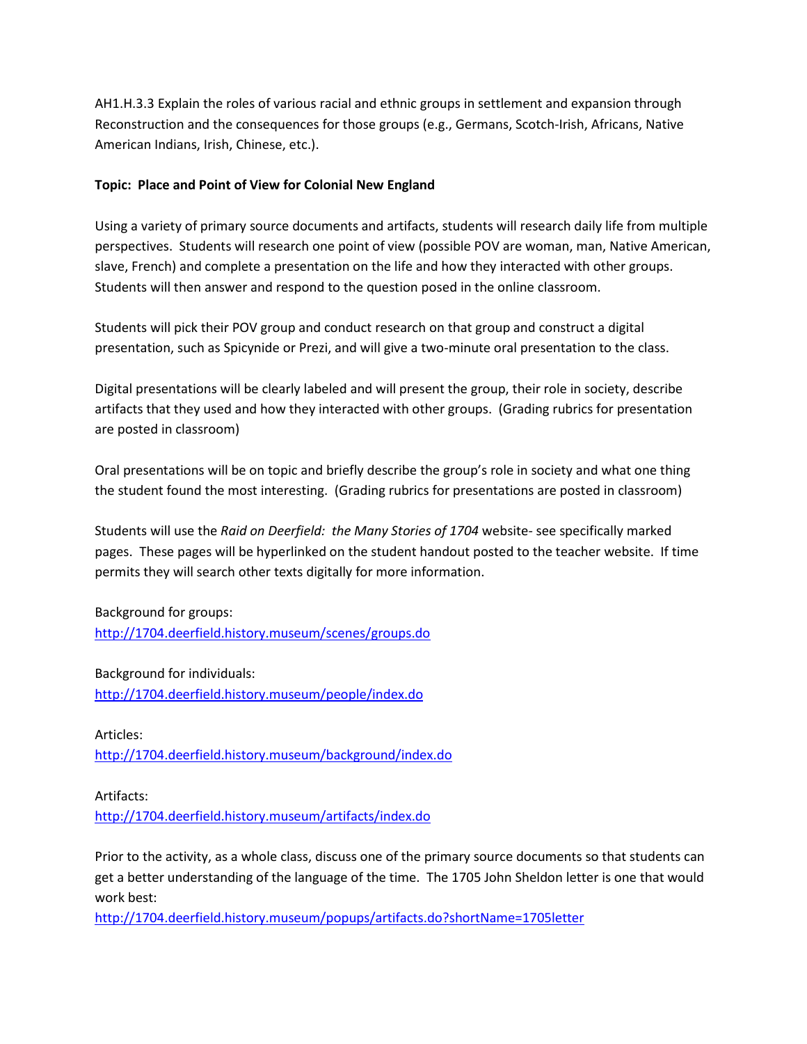AH1.H.3.3 Explain the roles of various racial and ethnic groups in settlement and expansion through Reconstruction and the consequences for those groups (e.g., Germans, Scotch-Irish, Africans, Native American Indians, Irish, Chinese, etc.).

**Topic: Place and Point of View for Colonial New England**

Using a variety of primary source documents and artifacts, students will research daily life from multiple perspectives. Students will research one point of view (possible POV are woman, man, Native American, slave, French) and complete a presentation on the life and how they interacted with other groups. Students will then answer and respond to the question posed in the online classroom.

Students will pick their POV group and conduct research on that group and construct a digital presentation, such as Spicynide or Prezi, and will give a two-minute oral presentation to the class.

Digital presentations will be clearly labeled and will present the group, their role in society, describe artifacts that they used and how they interacted with other groups. (Grading rubrics for presentation are posted in classroom)

Oral presentations will be on topic and briefly describe the group's role in society and what one thing the student found the most interesting. (Grading rubrics for presentations are posted in classroom)

Students will use the *Raid on Deerfield: the Many Stories of 1704* website- see specifically marked pages. These pages will be hyperlinked on the student handout posted to the teacher website. If time permits they will search other texts digitally for more information.

Background for groups:
http://1704.deerfield.history.museum/scenes/groups.do

Background for individuals:
http://1704.deerfield.history.museum/people/index.do

Articles:
http://1704.deerfield.history.museum/background/index.do

Artifacts:
http://1704.deerfield.history.museum/artifacts/index.do

Prior to the activity, as a whole class, discuss one of the primary source documents so that students can get a better understanding of the language of the time. The 1705 John Sheldon letter is one that would work best:
http://1704.deerfield.history.museum/popups/artifacts.do?shortName=1705letter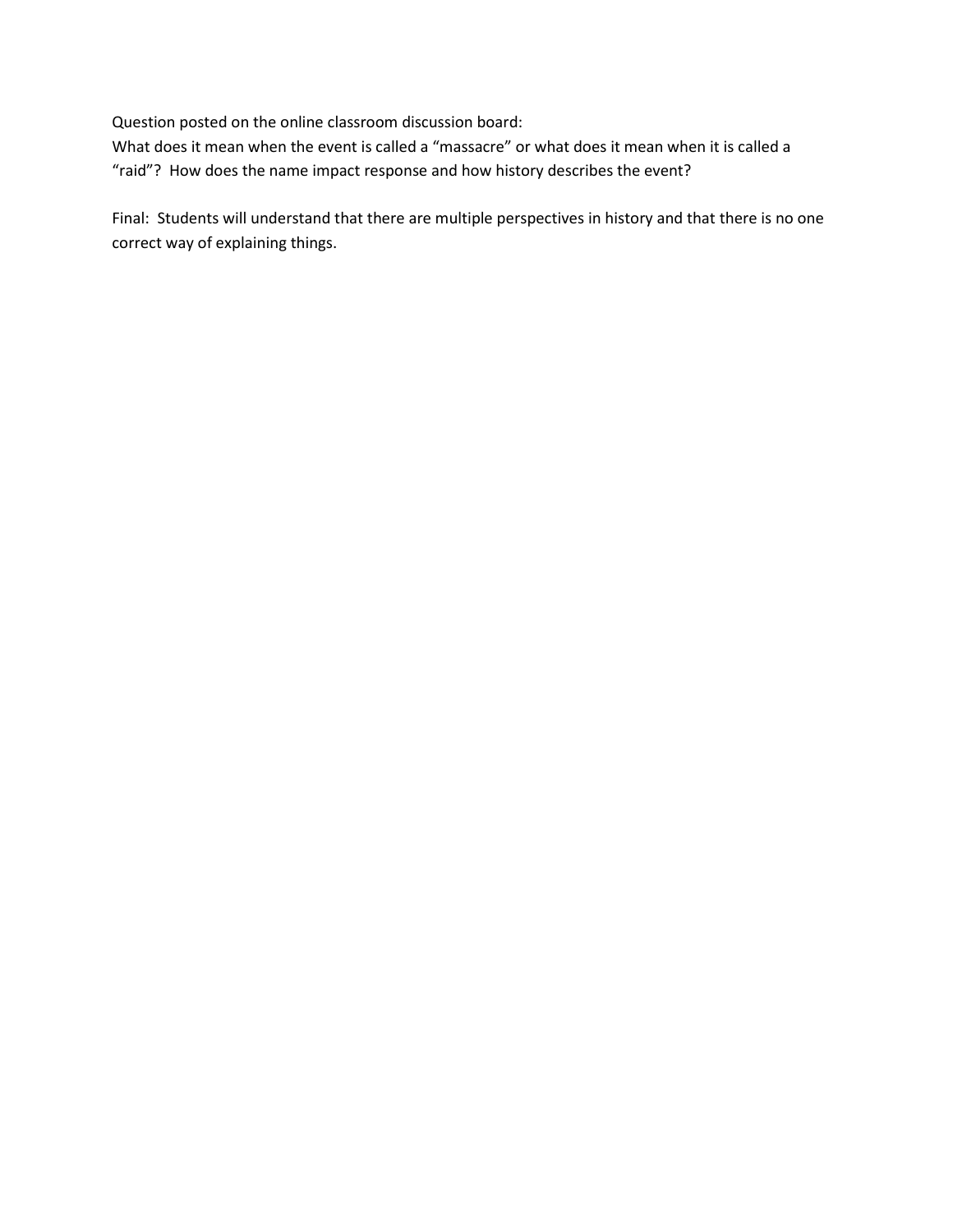Question posted on the online classroom discussion board:
What does it mean when the event is called a "massacre" or what does it mean when it is called a "raid"? How does the name impact response and how history describes the event?

Final: Students will understand that there are multiple perspectives in history and that there is no one correct way of explaining things.